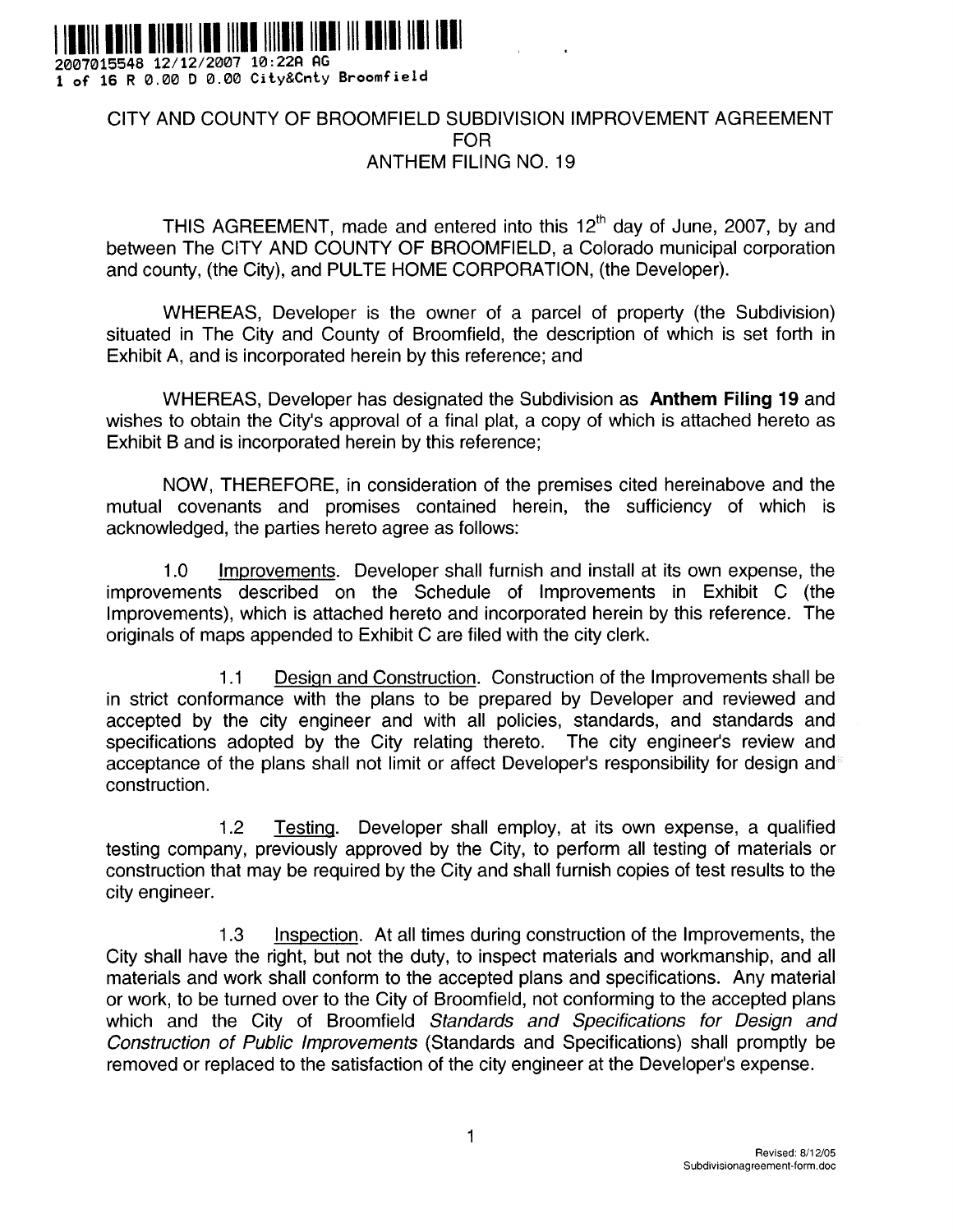2007015548 12/12/2007 10:22A AG
1 of 16 R 0.00 D 0.00 City&Cnty Broomfield

# CITY AND COUNTY OF BROOMFIELD SUBDIVISION IMPROVEMENT AGREEMENT FOR ANTHEM FILING NO. 19

THIS AGREEMENT, made and entered into this 12th day of June, 2007, by and between The CITY AND COUNTY OF BROOMFIELD, a Colorado municipal corporation and county, (the City), and PULTE HOME CORPORATION, (the Developer).

WHEREAS, Developer is the owner of a parcel of property (the Subdivision) situated in The City and County of Broomfield, the description of which is set forth in Exhibit A, and is incorporated herein by this reference; and

WHEREAS, Developer has designated the Subdivision as **Anthem Filing 19** and wishes to obtain the City's approval of a final plat, a copy of which is attached hereto as Exhibit B and is incorporated herein by this reference;

NOW, THEREFORE, in consideration of the premises cited hereinabove and the mutual covenants and promises contained herein, the sufficiency of which is acknowledged, the parties hereto agree as follows:

1.0 Improvements. Developer shall furnish and install at its own expense, the improvements described on the Schedule of Improvements in Exhibit C (the Improvements), which is attached hereto and incorporated herein by this reference. The originals of maps appended to Exhibit C are filed with the city clerk.

1.1 Design and Construction. Construction of the Improvements shall be in strict conformance with the plans to be prepared by Developer and reviewed and accepted by the city engineer and with all policies, standards, and standards and specifications adopted by the City relating thereto. The city engineer's review and acceptance of the plans shall not limit or affect Developer's responsibility for design and construction.

1.2 Testing. Developer shall employ, at its own expense, a qualified testing company, previously approved by the City, to perform all testing of materials or construction that may be required by the City and shall furnish copies of test results to the city engineer.

1.3 Inspection. At all times during construction of the Improvements, the City shall have the right, but not the duty, to inspect materials and workmanship, and all materials and work shall conform to the accepted plans and specifications. Any material or work, to be turned over to the City of Broomfield, not conforming to the accepted plans which and the City of Broomfield *Standards and Specifications for Design and Construction of Public Improvements* (Standards and Specifications) shall promptly be removed or replaced to the satisfaction of the city engineer at the Developer's expense.

Revised: 8/12/05
Subdivisionagreement-form.doc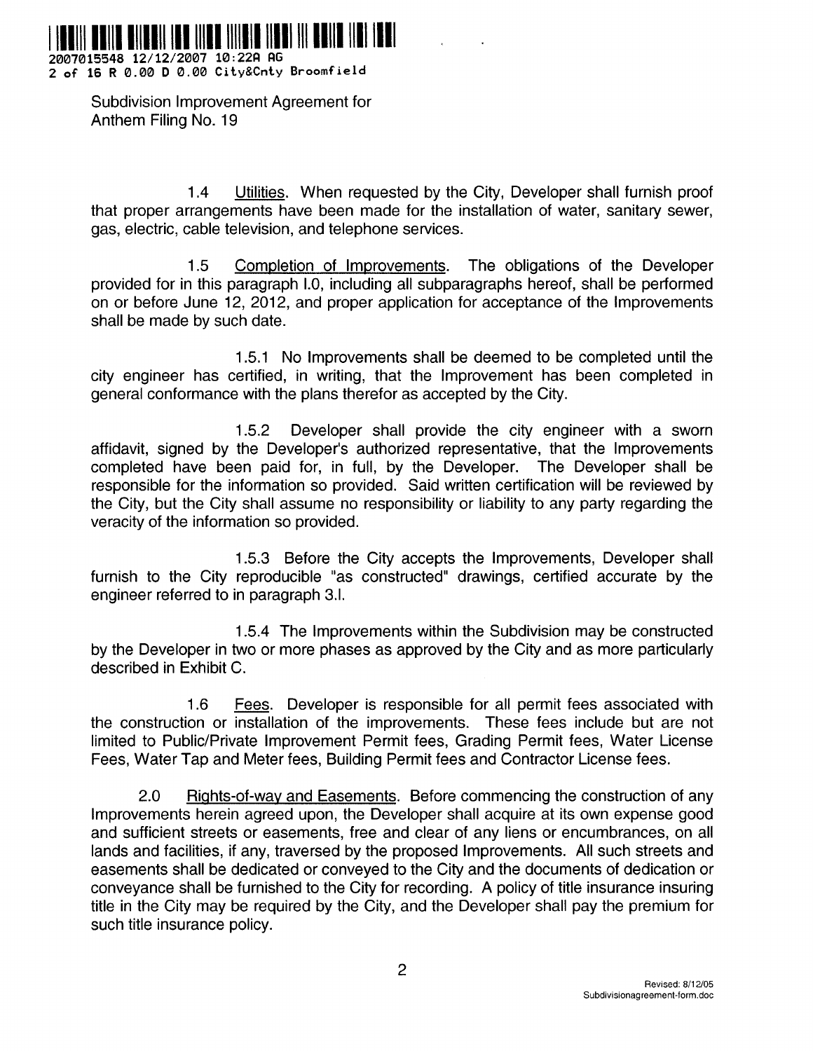1.4 Utilities. When requested by the City, Developer shall furnish proof that proper arrangements have been made for the installation of water, sanitary sewer, gas, electric, cable television, and telephone services.

1.5 Completion of Improvements. The obligations of the Developer provided for in this paragraph I.0, including all subparagraphs hereof, shall be performed on or before June 12, 2012, and proper application for acceptance of the Improvements shall be made by such date.

1.5.1 No Improvements shall be deemed to be completed until the city engineer has certified, in writing, that the Improvement has been completed in general conformance with the plans therefor as accepted by the City.

1.5.2 Developer shall provide the city engineer with a sworn affidavit, signed by the Developer's authorized representative, that the Improvements completed have been paid for, in full, by the Developer. The Developer shall be responsible for the information so provided. Said written certification will be reviewed by the City, but the City shall assume no responsibility or liability to any party regarding the veracity of the information so provided.

1.5.3 Before the City accepts the Improvements, Developer shall furnish to the City reproducible "as constructed" drawings, certified accurate by the engineer referred to in paragraph 3.l.

1.5.4 The Improvements within the Subdivision may be constructed by the Developer in two or more phases as approved by the City and as more particularly described in Exhibit C.

1.6 Fees. Developer is responsible for all permit fees associated with the construction or installation of the improvements. These fees include but are not limited to Public/Private Improvement Permit fees, Grading Permit fees, Water License Fees, Water Tap and Meter fees, Building Permit fees and Contractor License fees.

2.0 Rights-of-way and Easements. Before commencing the construction of any Improvements herein agreed upon, the Developer shall acquire at its own expense good and sufficient streets or easements, free and clear of any liens or encumbrances, on all lands and facilities, if any, traversed by the proposed Improvements. All such streets and easements shall be dedicated or conveyed to the City and the documents of dedication or conveyance shall be furnished to the City for recording. A policy of title insurance insuring title in the City may be required by the City, and the Developer shall pay the premium for such title insurance policy.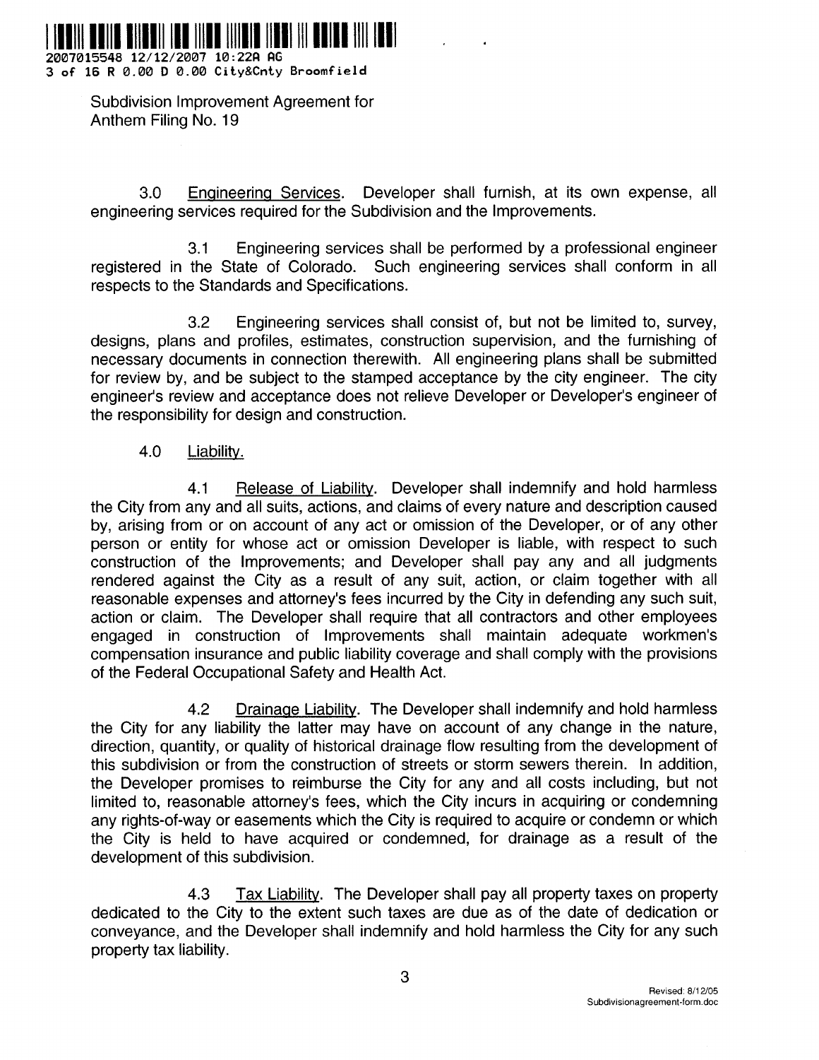Subdivision Improvement Agreement for
Anthem Filing No. 19

3.0 Engineering Services. Developer shall furnish, at its own expense, all engineering services required for the Subdivision and the Improvements.

3.1 Engineering services shall be performed by a professional engineer registered in the State of Colorado. Such engineering services shall conform in all respects to the Standards and Specifications.

3.2 Engineering services shall consist of, but not be limited to, survey, designs, plans and profiles, estimates, construction supervision, and the furnishing of necessary documents in connection therewith. All engineering plans shall be submitted for review by, and be subject to the stamped acceptance by the city engineer. The city engineer's review and acceptance does not relieve Developer or Developer's engineer of the responsibility for design and construction.

4.0 Liability.

4.1 Release of Liability. Developer shall indemnify and hold harmless the City from any and all suits, actions, and claims of every nature and description caused by, arising from or on account of any act or omission of the Developer, or of any other person or entity for whose act or omission Developer is liable, with respect to such construction of the Improvements; and Developer shall pay any and all judgments rendered against the City as a result of any suit, action, or claim together with all reasonable expenses and attorney's fees incurred by the City in defending any such suit, action or claim. The Developer shall require that all contractors and other employees engaged in construction of Improvements shall maintain adequate workmen's compensation insurance and public liability coverage and shall comply with the provisions of the Federal Occupational Safety and Health Act.

4.2 Drainage Liability. The Developer shall indemnify and hold harmless the City for any liability the latter may have on account of any change in the nature, direction, quantity, or quality of historical drainage flow resulting from the development of this subdivision or from the construction of streets or storm sewers therein. In addition, the Developer promises to reimburse the City for any and all costs including, but not limited to, reasonable attorney's fees, which the City incurs in acquiring or condemning any rights-of-way or easements which the City is required to acquire or condemn or which the City is held to have acquired or condemned, for drainage as a result of the development of this subdivision.

4.3 Tax Liability. The Developer shall pay all property taxes on property dedicated to the City to the extent such taxes are due as of the date of dedication or conveyance, and the Developer shall indemnify and hold harmless the City for any such property tax liability.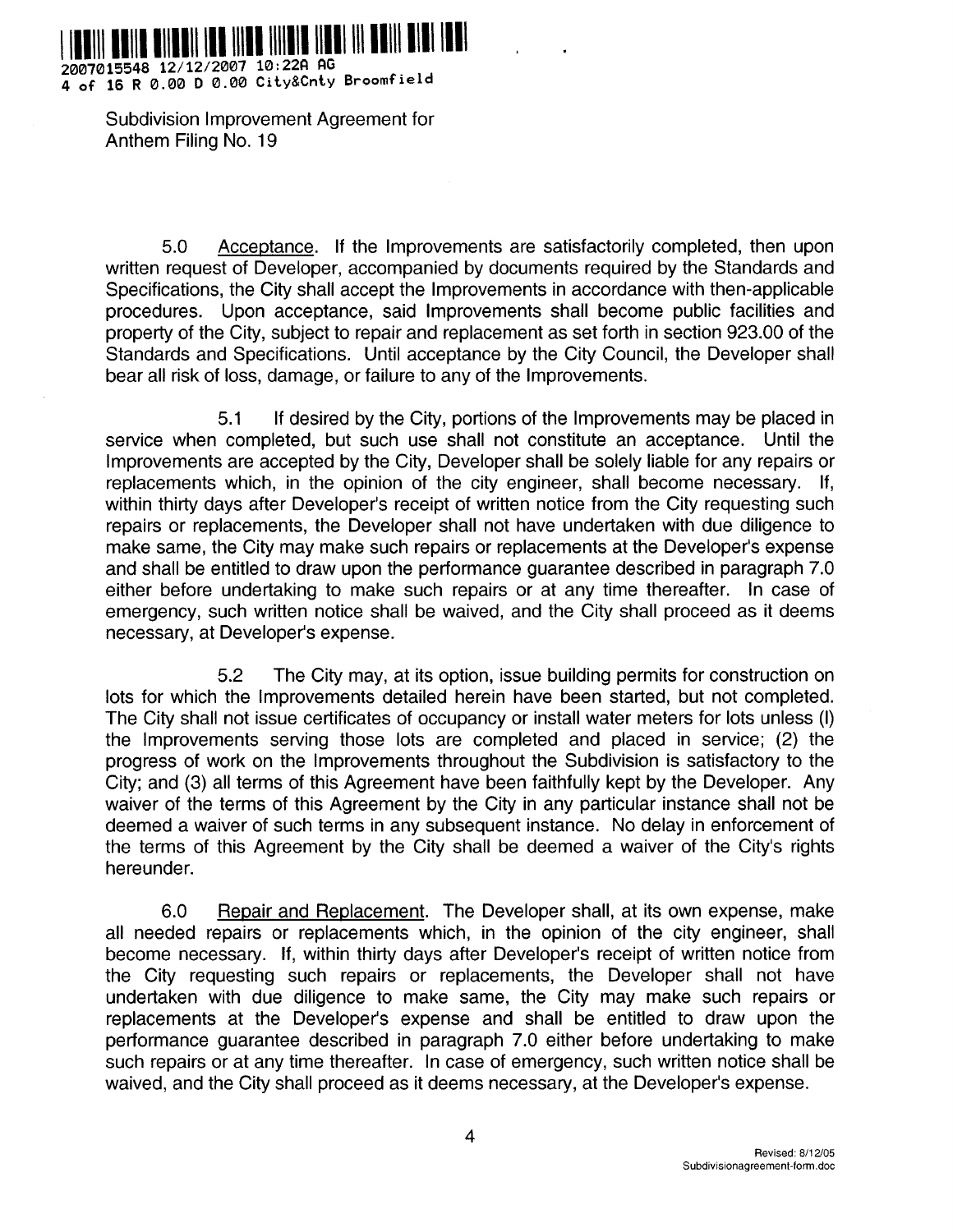Subdivision Improvement Agreement for
Anthem Filing No. 19

5.0 Acceptance. If the Improvements are satisfactorily completed, then upon written request of Developer, accompanied by documents required by the Standards and Specifications, the City shall accept the Improvements in accordance with then-applicable procedures. Upon acceptance, said Improvements shall become public facilities and property of the City, subject to repair and replacement as set forth in section 923.00 of the Standards and Specifications. Until acceptance by the City Council, the Developer shall bear all risk of loss, damage, or failure to any of the Improvements.

5.1 If desired by the City, portions of the Improvements may be placed in service when completed, but such use shall not constitute an acceptance. Until the Improvements are accepted by the City, Developer shall be solely liable for any repairs or replacements which, in the opinion of the city engineer, shall become necessary. If, within thirty days after Developer's receipt of written notice from the City requesting such repairs or replacements, the Developer shall not have undertaken with due diligence to make same, the City may make such repairs or replacements at the Developer's expense and shall be entitled to draw upon the performance guarantee described in paragraph 7.0 either before undertaking to make such repairs or at any time thereafter. In case of emergency, such written notice shall be waived, and the City shall proceed as it deems necessary, at Developer's expense.

5.2 The City may, at its option, issue building permits for construction on lots for which the Improvements detailed herein have been started, but not completed. The City shall not issue certificates of occupancy or install water meters for lots unless (l) the Improvements serving those lots are completed and placed in service; (2) the progress of work on the Improvements throughout the Subdivision is satisfactory to the City; and (3) all terms of this Agreement have been faithfully kept by the Developer. Any waiver of the terms of this Agreement by the City in any particular instance shall not be deemed a waiver of such terms in any subsequent instance. No delay in enforcement of the terms of this Agreement by the City shall be deemed a waiver of the City's rights hereunder.

6.0 Repair and Replacement. The Developer shall, at its own expense, make all needed repairs or replacements which, in the opinion of the city engineer, shall become necessary. If, within thirty days after Developer's receipt of written notice from the City requesting such repairs or replacements, the Developer shall not have undertaken with due diligence to make same, the City may make such repairs or replacements at the Developer's expense and shall be entitled to draw upon the performance guarantee described in paragraph 7.0 either before undertaking to make such repairs or at any time thereafter. In case of emergency, such written notice shall be waived, and the City shall proceed as it deems necessary, at the Developer's expense.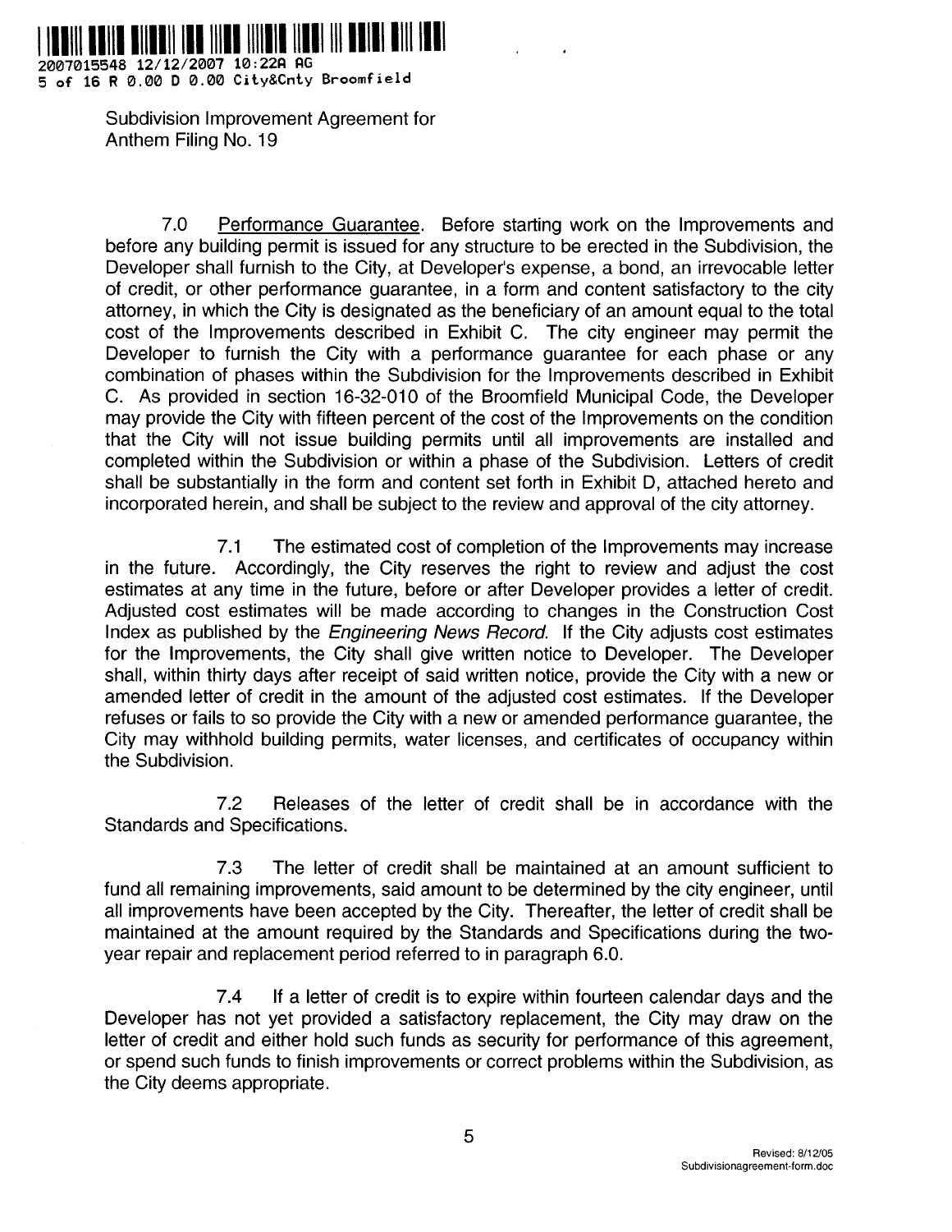Subdivision Improvement Agreement for
Anthem Filing No. 19

7.0 Performance Guarantee. Before starting work on the Improvements and before any building permit is issued for any structure to be erected in the Subdivision, the Developer shall furnish to the City, at Developer's expense, a bond, an irrevocable letter of credit, or other performance guarantee, in a form and content satisfactory to the city attorney, in which the City is designated as the beneficiary of an amount equal to the total cost of the Improvements described in Exhibit C. The city engineer may permit the Developer to furnish the City with a performance guarantee for each phase or any combination of phases within the Subdivision for the Improvements described in Exhibit C. As provided in section 16-32-010 of the Broomfield Municipal Code, the Developer may provide the City with fifteen percent of the cost of the Improvements on the condition that the City will not issue building permits until all improvements are installed and completed within the Subdivision or within a phase of the Subdivision. Letters of credit shall be substantially in the form and content set forth in Exhibit D, attached hereto and incorporated herein, and shall be subject to the review and approval of the city attorney.

7.1 The estimated cost of completion of the Improvements may increase in the future. Accordingly, the City reserves the right to review and adjust the cost estimates at any time in the future, before or after Developer provides a letter of credit. Adjusted cost estimates will be made according to changes in the Construction Cost Index as published by the *Engineering News Record*. If the City adjusts cost estimates for the Improvements, the City shall give written notice to Developer. The Developer shall, within thirty days after receipt of said written notice, provide the City with a new or amended letter of credit in the amount of the adjusted cost estimates. If the Developer refuses or fails to so provide the City with a new or amended performance guarantee, the City may withhold building permits, water licenses, and certificates of occupancy within the Subdivision.

7.2 Releases of the letter of credit shall be in accordance with the Standards and Specifications.

7.3 The letter of credit shall be maintained at an amount sufficient to fund all remaining improvements, said amount to be determined by the city engineer, until all improvements have been accepted by the City. Thereafter, the letter of credit shall be maintained at the amount required by the Standards and Specifications during the two-year repair and replacement period referred to in paragraph 6.0.

7.4 If a letter of credit is to expire within fourteen calendar days and the Developer has not yet provided a satisfactory replacement, the City may draw on the letter of credit and either hold such funds as security for performance of this agreement, or spend such funds to finish improvements or correct problems within the Subdivision, as the City deems appropriate.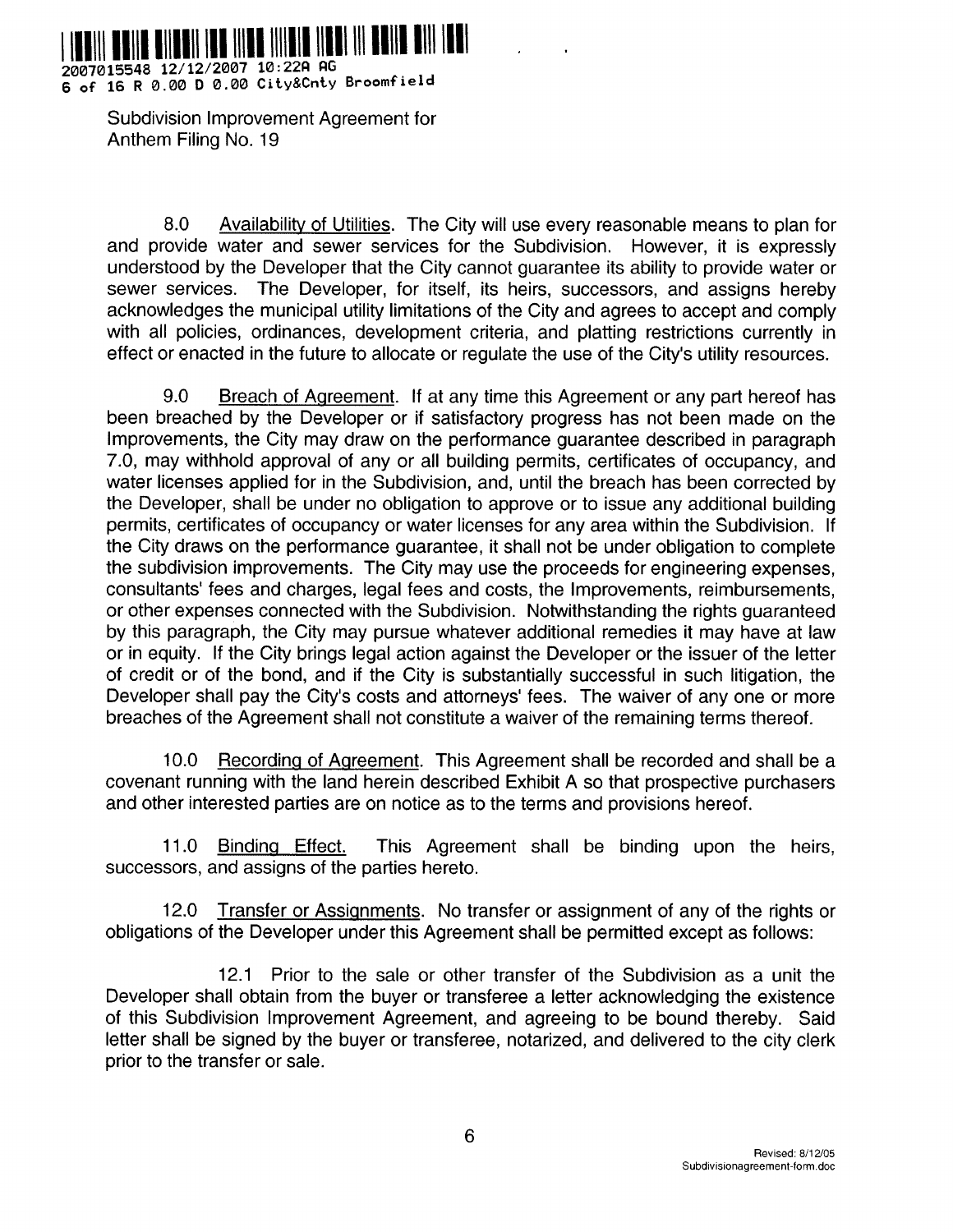Subdivision Improvement Agreement for
Anthem Filing No. 19

8.0 Availability of Utilities. The City will use every reasonable means to plan for and provide water and sewer services for the Subdivision. However, it is expressly understood by the Developer that the City cannot guarantee its ability to provide water or sewer services. The Developer, for itself, its heirs, successors, and assigns hereby acknowledges the municipal utility limitations of the City and agrees to accept and comply with all policies, ordinances, development criteria, and platting restrictions currently in effect or enacted in the future to allocate or regulate the use of the City's utility resources.

9.0 Breach of Agreement. If at any time this Agreement or any part hereof has been breached by the Developer or if satisfactory progress has not been made on the Improvements, the City may draw on the performance guarantee described in paragraph 7.0, may withhold approval of any or all building permits, certificates of occupancy, and water licenses applied for in the Subdivision, and, until the breach has been corrected by the Developer, shall be under no obligation to approve or to issue any additional building permits, certificates of occupancy or water licenses for any area within the Subdivision. If the City draws on the performance guarantee, it shall not be under obligation to complete the subdivision improvements. The City may use the proceeds for engineering expenses, consultants' fees and charges, legal fees and costs, the Improvements, reimbursements, or other expenses connected with the Subdivision. Notwithstanding the rights guaranteed by this paragraph, the City may pursue whatever additional remedies it may have at law or in equity. If the City brings legal action against the Developer or the issuer of the letter of credit or of the bond, and if the City is substantially successful in such litigation, the Developer shall pay the City's costs and attorneys' fees. The waiver of any one or more breaches of the Agreement shall not constitute a waiver of the remaining terms thereof.

10.0 Recording of Agreement. This Agreement shall be recorded and shall be a covenant running with the land herein described Exhibit A so that prospective purchasers and other interested parties are on notice as to the terms and provisions hereof.

11.0 Binding Effect. This Agreement shall be binding upon the heirs, successors, and assigns of the parties hereto.

12.0 Transfer or Assignments. No transfer or assignment of any of the rights or obligations of the Developer under this Agreement shall be permitted except as follows:

12.1 Prior to the sale or other transfer of the Subdivision as a unit the Developer shall obtain from the buyer or transferee a letter acknowledging the existence of this Subdivision Improvement Agreement, and agreeing to be bound thereby. Said letter shall be signed by the buyer or transferee, notarized, and delivered to the city clerk prior to the transfer or sale.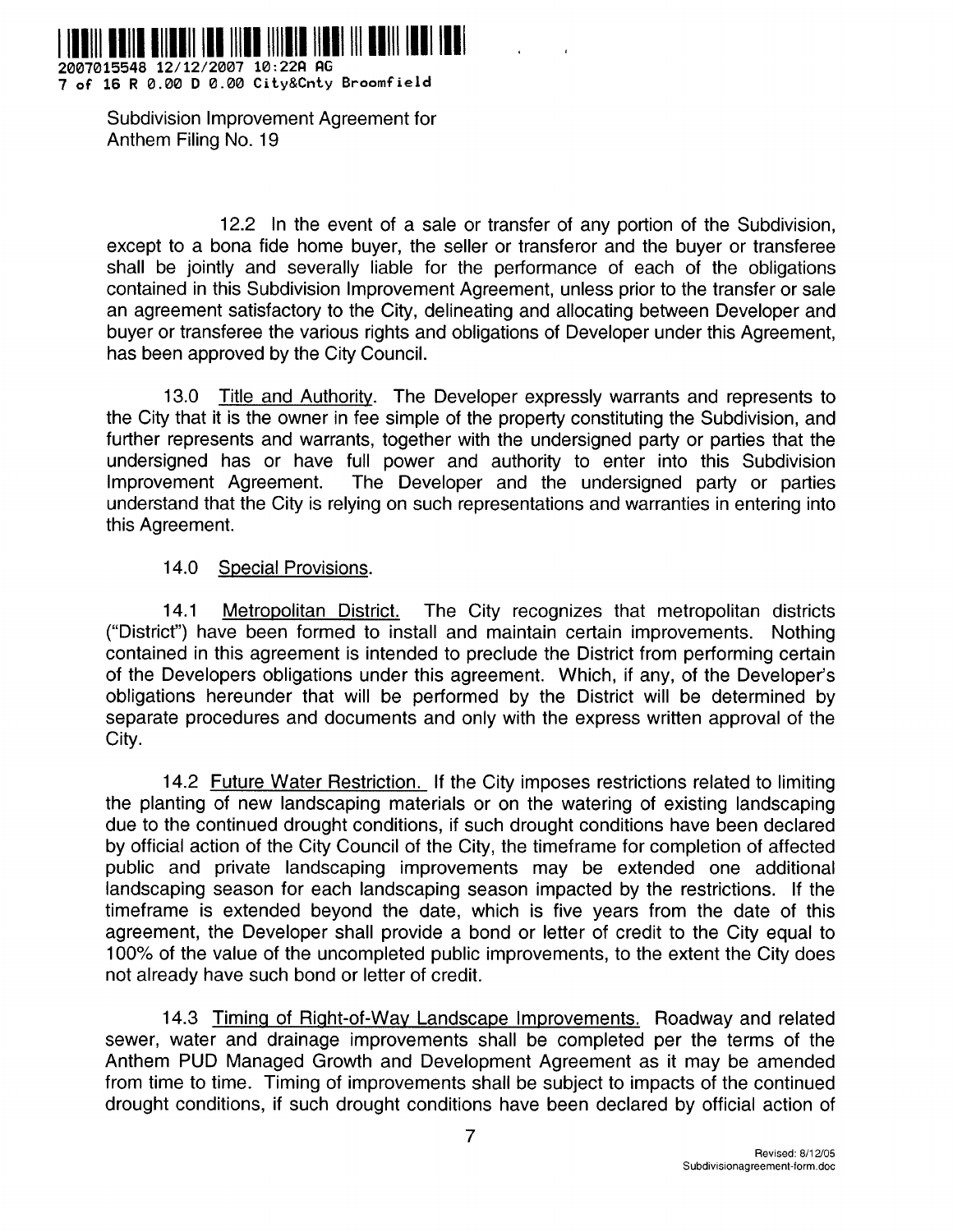12.2 In the event of a sale or transfer of any portion of the Subdivision, except to a bona fide home buyer, the seller or transferor and the buyer or transferee shall be jointly and severally liable for the performance of each of the obligations contained in this Subdivision Improvement Agreement, unless prior to the transfer or sale an agreement satisfactory to the City, delineating and allocating between Developer and buyer or transferee the various rights and obligations of Developer under this Agreement, has been approved by the City Council.

13.0 Title and Authority. The Developer expressly warrants and represents to the City that it is the owner in fee simple of the property constituting the Subdivision, and further represents and warrants, together with the undersigned party or parties that the undersigned has or have full power and authority to enter into this Subdivision Improvement Agreement. The Developer and the undersigned party or parties understand that the City is relying on such representations and warranties in entering into this Agreement.

14.0 Special Provisions.

14.1 Metropolitan District. The City recognizes that metropolitan districts ("District") have been formed to install and maintain certain improvements. Nothing contained in this agreement is intended to preclude the District from performing certain of the Developers obligations under this agreement. Which, if any, of the Developer's obligations hereunder that will be performed by the District will be determined by separate procedures and documents and only with the express written approval of the City.

14.2 Future Water Restriction. If the City imposes restrictions related to limiting the planting of new landscaping materials or on the watering of existing landscaping due to the continued drought conditions, if such drought conditions have been declared by official action of the City Council of the City, the timeframe for completion of affected public and private landscaping improvements may be extended one additional landscaping season for each landscaping season impacted by the restrictions. If the timeframe is extended beyond the date, which is five years from the date of this agreement, the Developer shall provide a bond or letter of credit to the City equal to 100% of the value of the uncompleted public improvements, to the extent the City does not already have such bond or letter of credit.

14.3 Timing of Right-of-Way Landscape Improvements. Roadway and related sewer, water and drainage improvements shall be completed per the terms of the Anthem PUD Managed Growth and Development Agreement as it may be amended from time to time. Timing of improvements shall be subject to impacts of the continued drought conditions, if such drought conditions have been declared by official action of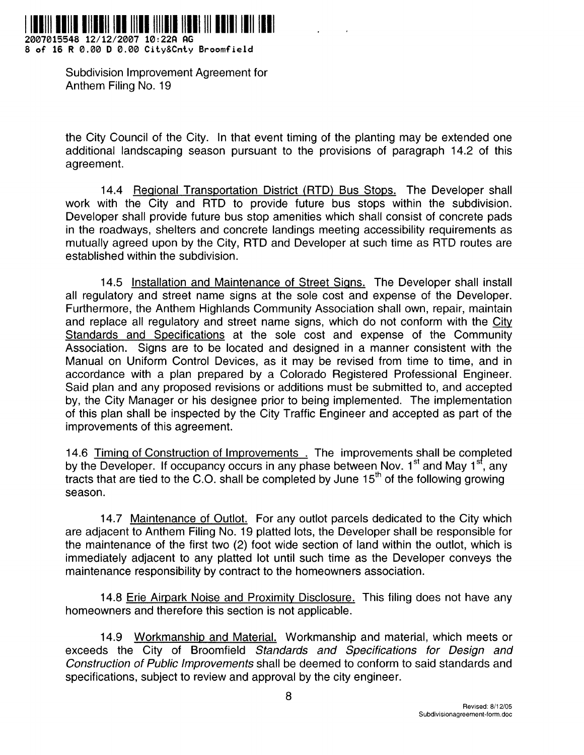the City Council of the City. In that event timing of the planting may be extended one additional landscaping season pursuant to the provisions of paragraph 14.2 of this agreement.

14.4 Regional Transportation District (RTD) Bus Stops. The Developer shall work with the City and RTD to provide future bus stops within the subdivision. Developer shall provide future bus stop amenities which shall consist of concrete pads in the roadways, shelters and concrete landings meeting accessibility requirements as mutually agreed upon by the City, RTD and Developer at such time as RTD routes are established within the subdivision.

14.5 Installation and Maintenance of Street Signs. The Developer shall install all regulatory and street name signs at the sole cost and expense of the Developer. Furthermore, the Anthem Highlands Community Association shall own, repair, maintain and replace all regulatory and street name signs, which do not conform with the City Standards and Specifications at the sole cost and expense of the Community Association. Signs are to be located and designed in a manner consistent with the Manual on Uniform Control Devices, as it may be revised from time to time, and in accordance with a plan prepared by a Colorado Registered Professional Engineer. Said plan and any proposed revisions or additions must be submitted to, and accepted by, the City Manager or his designee prior to being implemented. The implementation of this plan shall be inspected by the City Traffic Engineer and accepted as part of the improvements of this agreement.

14.6 Timing of Construction of Improvements . The improvements shall be completed by the Developer. If occupancy occurs in any phase between Nov. 1st and May 1st, any tracts that are tied to the C.O. shall be completed by June 15th of the following growing season.

14.7 Maintenance of Outlot. For any outlot parcels dedicated to the City which are adjacent to Anthem Filing No. 19 platted lots, the Developer shall be responsible for the maintenance of the first two (2) foot wide section of land within the outlot, which is immediately adjacent to any platted lot until such time as the Developer conveys the maintenance responsibility by contract to the homeowners association.

14.8 Erie Airpark Noise and Proximity Disclosure. This filing does not have any homeowners and therefore this section is not applicable.

14.9 Workmanship and Material. Workmanship and material, which meets or exceeds the City of Broomfield *Standards and Specifications for Design and Construction of Public Improvements* shall be deemed to conform to said standards and specifications, subject to review and approval by the city engineer.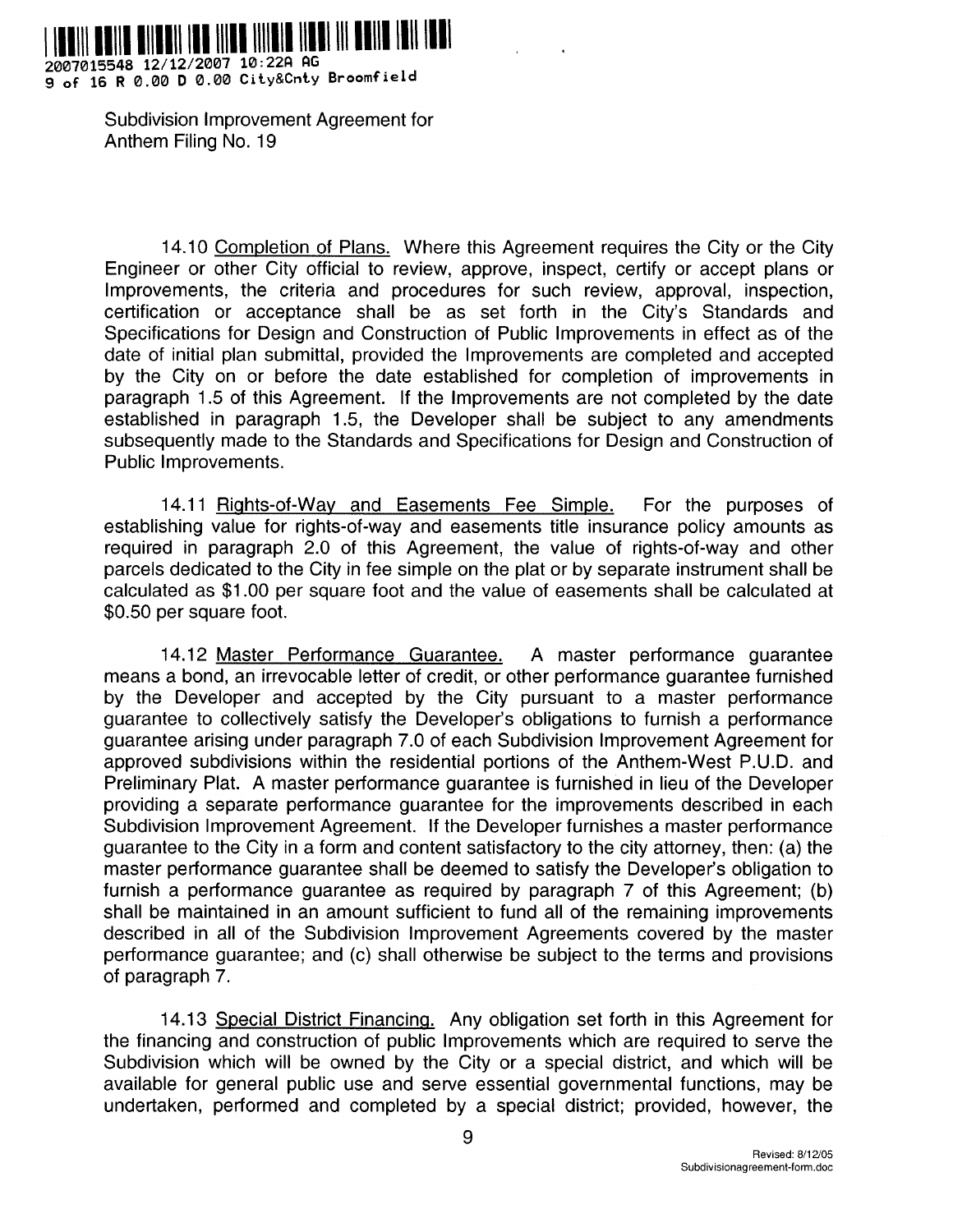Subdivision Improvement Agreement for
Anthem Filing No. 19

14.10 Completion of Plans. Where this Agreement requires the City or the City Engineer or other City official to review, approve, inspect, certify or accept plans or Improvements, the criteria and procedures for such review, approval, inspection, certification or acceptance shall be as set forth in the City's Standards and Specifications for Design and Construction of Public Improvements in effect as of the date of initial plan submittal, provided the Improvements are completed and accepted by the City on or before the date established for completion of improvements in paragraph 1.5 of this Agreement. If the Improvements are not completed by the date established in paragraph 1.5, the Developer shall be subject to any amendments subsequently made to the Standards and Specifications for Design and Construction of Public Improvements.

14.11 Rights-of-Way and Easements Fee Simple. For the purposes of establishing value for rights-of-way and easements title insurance policy amounts as required in paragraph 2.0 of this Agreement, the value of rights-of-way and other parcels dedicated to the City in fee simple on the plat or by separate instrument shall be calculated as $1.00 per square foot and the value of easements shall be calculated at $0.50 per square foot.

14.12 Master Performance Guarantee. A master performance guarantee means a bond, an irrevocable letter of credit, or other performance guarantee furnished by the Developer and accepted by the City pursuant to a master performance guarantee to collectively satisfy the Developer's obligations to furnish a performance guarantee arising under paragraph 7.0 of each Subdivision Improvement Agreement for approved subdivisions within the residential portions of the Anthem-West P.U.D. and Preliminary Plat. A master performance guarantee is furnished in lieu of the Developer providing a separate performance guarantee for the improvements described in each Subdivision Improvement Agreement. If the Developer furnishes a master performance guarantee to the City in a form and content satisfactory to the city attorney, then: (a) the master performance guarantee shall be deemed to satisfy the Developer's obligation to furnish a performance guarantee as required by paragraph 7 of this Agreement; (b) shall be maintained in an amount sufficient to fund all of the remaining improvements described in all of the Subdivision Improvement Agreements covered by the master performance guarantee; and (c) shall otherwise be subject to the terms and provisions of paragraph 7.

14.13 Special District Financing. Any obligation set forth in this Agreement for the financing and construction of public Improvements which are required to serve the Subdivision which will be owned by the City or a special district, and which will be available for general public use and serve essential governmental functions, may be undertaken, performed and completed by a special district; provided, however, the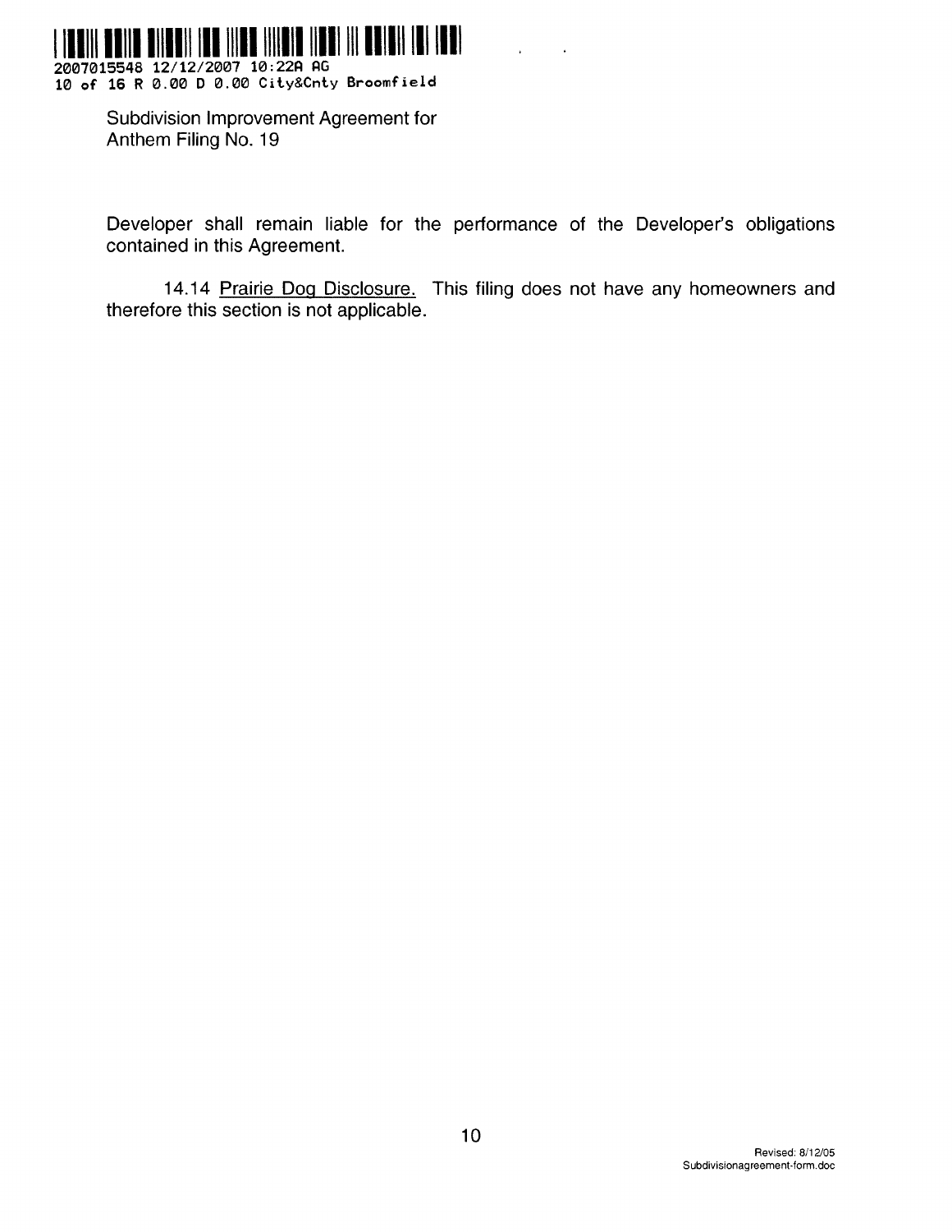Developer shall remain liable for the performance of the Developer's obligations contained in this Agreement.

14.14 Prairie Dog Disclosure. This filing does not have any homeowners and therefore this section is not applicable.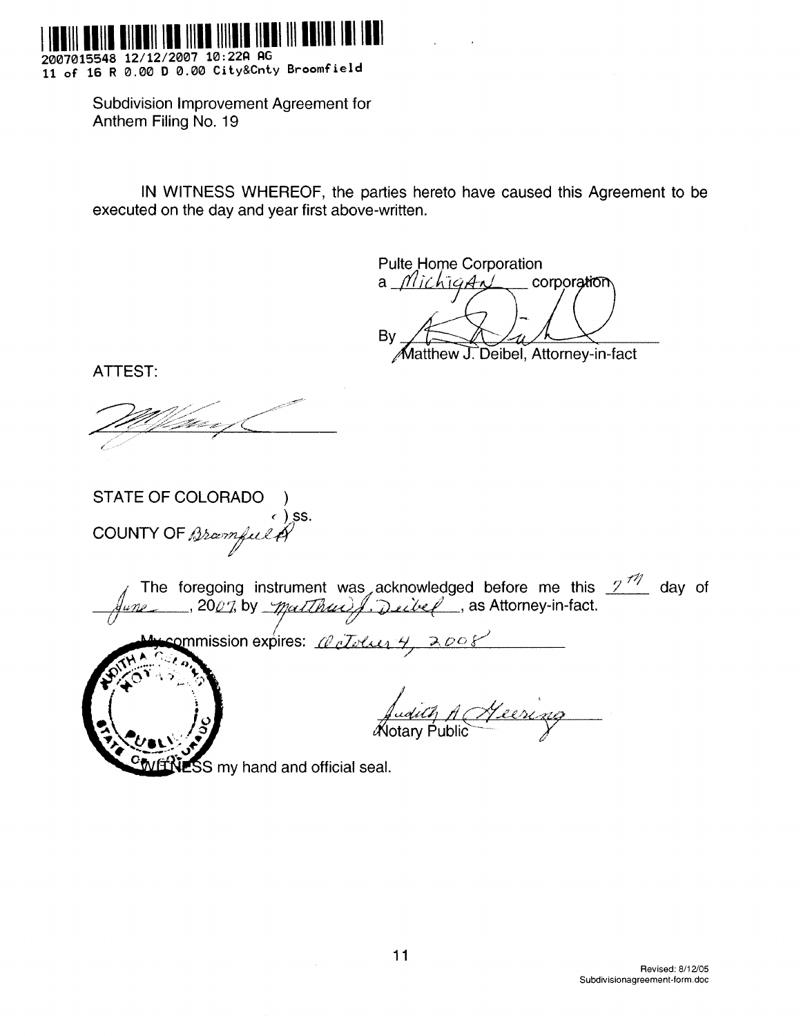Subdivision Improvement Agreement for
Anthem Filing No. 19

IN WITNESS WHEREOF, the parties hereto have caused this Agreement to be executed on the day and year first above-written.

Pulte Home Corporation
a Michigan corporation

By ______________________
Matthew J. Deibel, Attorney-in-fact

ATTEST:

______________________

STATE OF COLORADO )
) ss.
COUNTY OF Broomfield )

The foregoing instrument was acknowledged before me this 7th day of June, 2007, by Matthew J. Deibel, as Attorney-in-fact.

My commission expires: October 4, 2008

______________________
Notary Public

WITNESS my hand and official seal.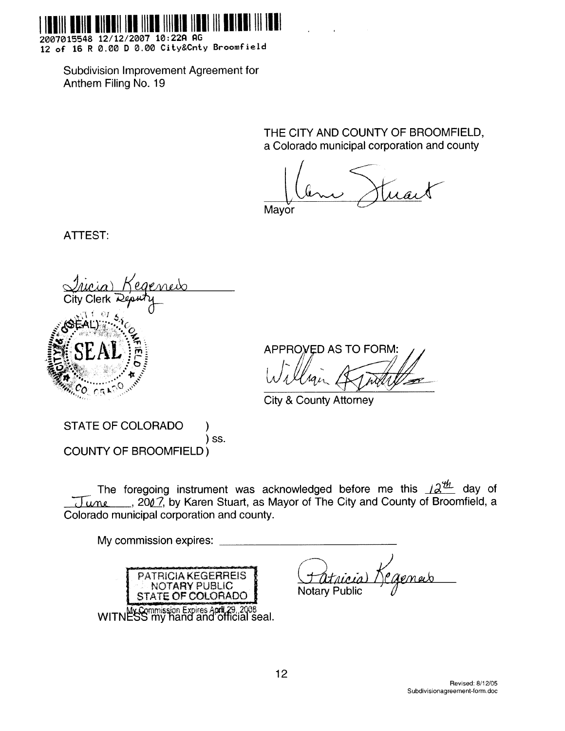2007015548 12/12/2007 10:22A AG
12 of 16 R 0.00 D 0.00 City&Cnty Broomfield

Subdivision Improvement Agreement for
Anthem Filing No. 19

THE CITY AND COUNTY OF BROOMFIELD,
a Colorado municipal corporation and county

Karen Stuart
Mayor

ATTEST:

Tricia Kegerreis
City Clerk Deputy

(SEAL)

APPROVED AS TO FORM:

William [signature]
City & County Attorney

STATE OF COLORADO )
) ss.
COUNTY OF BROOMFIELD )

The foregoing instrument was acknowledged before me this 12th day of June, 2007, by Karen Stuart, as Mayor of The City and County of Broomfield, a Colorado municipal corporation and county.

My commission expires: ______________________

PATRICIA KEGERREIS
NOTARY PUBLIC
STATE OF COLORADO
My Commission Expires April 29, 2008

WITNESS my hand and official seal.

Patricia Kegerreis
Notary Public

Revised: 8/12/05
Subdivisionagreement-form.doc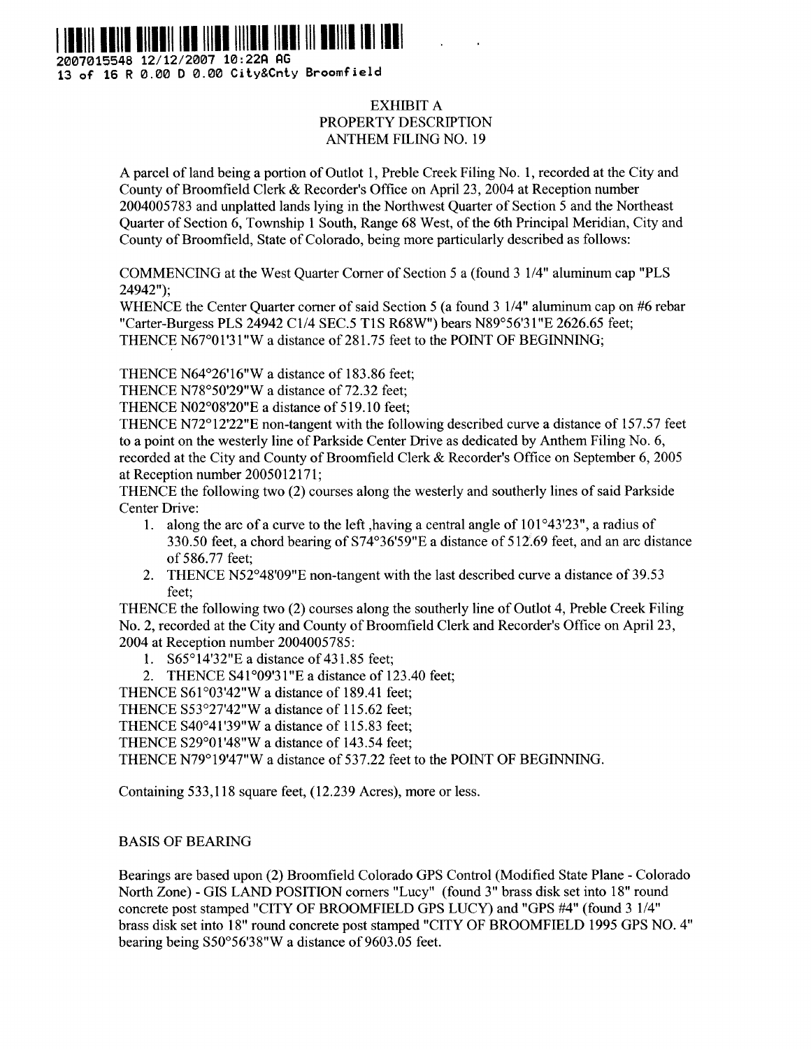# EXHIBIT A
## PROPERTY DESCRIPTION
## ANTHEM FILING NO. 19

A parcel of land being a portion of Outlot 1, Preble Creek Filing No. 1, recorded at the City and County of Broomfield Clerk & Recorder's Office on April 23, 2004 at Reception number 2004005783 and unplatted lands lying in the Northwest Quarter of Section 5 and the Northeast Quarter of Section 6, Township 1 South, Range 68 West, of the 6th Principal Meridian, City and County of Broomfield, State of Colorado, being more particularly described as follows:

COMMENCING at the West Quarter Corner of Section 5 a (found 3 1/4" aluminum cap "PLS 24942");
WHENCE the Center Quarter corner of said Section 5 (a found 3 1/4" aluminum cap on #6 rebar "Carter-Burgess PLS 24942 C1/4 SEC.5 T1S R68W") bears N89°56'31"E 2626.65 feet;
THENCE N67°01'31"W a distance of 281.75 feet to the POINT OF BEGINNING;

THENCE N64°26'16"W a distance of 183.86 feet;
THENCE N78°50'29"W a distance of 72.32 feet;
THENCE N02°08'20"E a distance of 519.10 feet;
THENCE N72°12'22"E non-tangent with the following described curve a distance of 157.57 feet to a point on the westerly line of Parkside Center Drive as dedicated by Anthem Filing No. 6, recorded at the City and County of Broomfield Clerk & Recorder's Office on September 6, 2005 at Reception number 2005012171;
THENCE the following two (2) courses along the westerly and southerly lines of said Parkside Center Drive:

1. along the arc of a curve to the left ,having a central angle of 101°43'23", a radius of 330.50 feet, a chord bearing of S74°36'59"E a distance of 512.69 feet, and an arc distance of 586.77 feet;
2. THENCE N52°48'09"E non-tangent with the last described curve a distance of 39.53 feet;

THENCE the following two (2) courses along the southerly line of Outlot 4, Preble Creek Filing No. 2, recorded at the City and County of Broomfield Clerk and Recorder's Office on April 23, 2004 at Reception number 2004005785:

1. S65°14'32"E a distance of 431.85 feet;
2. THENCE S41°09'31"E a distance of 123.40 feet;

THENCE S61°03'42"W a distance of 189.41 feet;
THENCE S53°27'42"W a distance of 115.62 feet;
THENCE S40°41'39"W a distance of 115.83 feet;
THENCE S29°01'48"W a distance of 143.54 feet;
THENCE N79°19'47"W a distance of 537.22 feet to the POINT OF BEGINNING.

Containing 533,118 square feet, (12.239 Acres), more or less.

BASIS OF BEARING

Bearings are based upon (2) Broomfield Colorado GPS Control (Modified State Plane - Colorado North Zone) - GIS LAND POSITION corners "Lucy" (found 3" brass disk set into 18" round concrete post stamped "CITY OF BROOMFIELD GPS LUCY) and "GPS #4" (found 3 1/4" brass disk set into 18" round concrete post stamped "CITY OF BROOMFIELD 1995 GPS NO. 4" bearing being S50°56'38"W a distance of 9603.05 feet.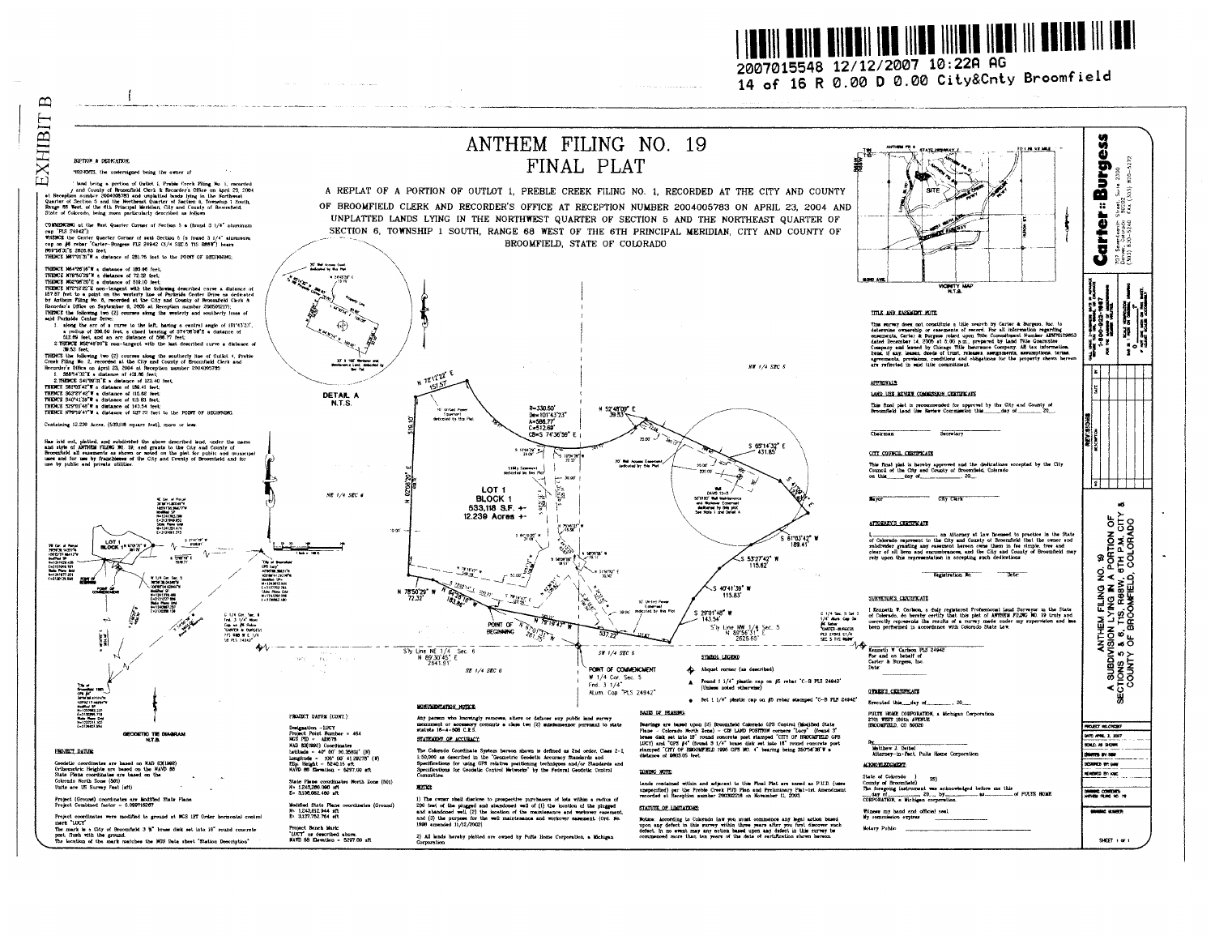EXHIBIT B

2007015548 12/12/2007 10:22A AG

City&Cnty Broomfield

# ANTHEM FILING NO. 19
# FINAL PLAT

A REPLAT OF A PORTION OF OUTLOT 1, PREBLE CREEK FILING NO. 1, RECORDED AT THE CITY AND COUNTY OF BROOMFIELD CLERK AND RECORDER'S OFFICE AT RECEPTION NUMBER 2004005783 ON APRIL 23, 2004 AND UNPLATTED LANDS LYING IN THE NORTHWEST QUARTER OF SECTION 5 AND THE NORTHEAST QUARTER OF SECTION 6, TOWNSHIP 1 SOUTH, RANGE 68 WEST OF THE 6TH PRINCIPAL MERIDIAN, CITY AND COUNTY OF BROOMFIELD, STATE OF COLORADO

## EDITION & DEDICATION

KNOWN, the undersigned being the owner of

land being a portion of Outlot 1, Preble Creek Filing No. 1, recorded at City and County of Broomfield Clerk & Recorder's Office on April 23, 2004 at Reception number 2004005783 and unplatted lands lying in the Northeast Quarter of Section 5 and the Northeast Quarter of Section 6, Township 1 South, Range 68 West of the 6th Principal Meridian, City and County of Broomfield, State of Colorado, being more particularly described as follows:

COMMENCING at the West Quarter Corner of Section 5 a (found 3 1/4" aluminum cap "PLS 24942");

WHENCE the Center Quarter Corner of said Section 5 (a found 3 1/4" aluminum cap on #6 rebar "Carter-Burgess PLS 24942 C1/4 SEC 5 T1S R68W") bears N89°56'31"E 2625.65 feet;

THENCE N87°01'31"E a distance of 281.75 feet to the POINT OF BEGINNING;

THENCE N64°26'16"W a distance of 183.86 feet;

THENCE N78°50'29"W a distance of 72.32 feet;

THENCE N02°06'20"E a distance of 519.10 feet;

THENCE N72°12'22"E non-tangent with the following described curve a distance of 157.57 feet to a point on the westerly line of Parkside Center Drive as dedicated by Anthem Filing No. 6, recorded at the City and County of Broomfield Clerk & Recorder's Office on September 9, 2005 at Reception number 2005012711;

THENCE the following two (2) courses along the westerly and southerly lines of said Parkside Center Drive:

1. along the arc of a curve to the left, having a central angle of 101°43'23", a radius of 330.50 feet, a chord bearing of S74°36'59"E a distance of 512.69 feet, and an arc distance of 586.77 feet;
2. THENCE N52°48'09"E non-tangent with the last described curve a distance of 39.51 feet;

THENCE the following two (2) courses along the southerly line of Outlot 1, Preble Creek Filing No. 2, recorded at the City and County of Broomfield Clerk and Recorder's Office on April 23, 2004 at Reception number 2004005785:

1. S65°14'32"E a distance of 431.85 feet;
2. THENCE S41°59'31"E a distance of 123.40 feet;

THENCE S61°03'42"W a distance of 189.41 feet;

THENCE S53°27'42"W a distance of 115.62 feet;

THENCE S40°41'39"W a distance of 115.83 feet;

THENCE S29°01'48"W a distance of 143.54 feet;

THENCE N79°19'47"W a distance of 537.22 feet to the POINT OF BEGINNING.

Containing 12.239 Acres, (533,118 square feet), more or less.

Has laid out, platted, and subdivided the above described land, under the name and style of ANTHEM FILING NO. 19, and grants to the City and County of Broomfield all easements as shown or noted on the plat for public and municipal uses and for use by franchisees of the City and County of Broomfield and for use by public and private utilities.

## PROJECT DATUM

Geodetic coordinates are based on NAD 83(1992)

Orthometric Heights are based on the NAVD 88

State Plane coordinates are based on the Colorado North Zone (501)

Units are US Survey Feet (sft)

Project (Ground) coordinates are Modified State Plane

Project Combined factor = 0.999716287

Project coordinates were modified to ground at NGS 1ST Order horizontal control mark "LUCY"

The mark is a City of Broomfield 3 ¾" brass disk set into 18" round concrete post, flush with the ground.

The location of the mark matches the NGS Data sheet "Station Description"

## PROJECT DATUM (CONT.)

Designation = "LUCY"

Project Point Number = 464

NGS PID = AE6579

NAD 83(1992) Coordinates

Latitude = 40° 00' 00.35651" (N)

Longitude = 105° 00' 41.29278" (W)

Elip. Height = 5240.15 sft

NAVD 88 Elevation = 5297.09 sft

State Plane coordinates North Zone (501)

N= 1,243,286.060 sft

E= 3,136,662.460 sft

Modified State Plane coordinates (Ground)

N= 1,243,612.944 sft

E= 3,137,792.764 sft

Project Bench Mark:

"LUCY" as described above.

NAVD 88 Elevation = 5297.09 sft

## MONUMENTATION NOTICE

Any person who knowingly removes, alters or defaces any public land survey monument or accessory commits a class two (2) misdemeanor pursuant to state statute 18-4-508 C.R.S.

## STATEMENT OF ACCURACY

The Colorado Coordinate System hereon shown is defined as 2nd order, Class 2-1, 1:50,000 as described in the "Geometric Geodetic Accuracy Standards and Specifications for using GPS relative positioning techniques and/or Standards and Specifications for Geodetic Control Networks" by the Federal Geodetic Control Committee.

## NOTES

1) The owner shall disclose to prospective purchasers of lots within a radius of 200 feet of the plugged and abandoned well of (1) the location of the plugged and abandoned well (2) the location of the maintenance and workover easement, and (3) the purpose for the well maintenance and workover easement. (Ord. No. 1698 amended 11/12/2002)

2) All lands hereby platted are owned by Pulte Home Corporation, a Michigan Corporation

## SYMBOL LEGEND

- Aliquot corner (as described)
- Found 1 1/4" plastic cap on #5 rebar "C-B PLS 24942" (Unless noted otherwise)
- Set 1 1/4" plastic cap on #5 rebar stamped "C-B PLS 24942"

## BASIS OF BEARING

Bearings are based upon (2) Broomfield Colorado GPS Control (Modified State Plane - Colorado North Zone) - GIS LAND POSITION corners "Lucy" (found 3" brass disk set into 18" round concrete post stamped "CITY OF BROOMFIELD GPS LUCY) and "GPS #4" (found 3 1/4" brass disk set into 18" round concrete post stamped "CITY OF BROOMFIELD 1996 GPS NO. 4" bearing being S50°56'36"W a distance of 8903.05 feet.

## ZONING NOTE

Lands contained within and adjacent to this Final Plat are zoned as P.U.D. (uses unspecified) per the Preble Creek PUD Plan and Preliminary Plat-1st Amendment recorded at Reception number 2003021218 on November 11, 2003.

## STATUTE OF LIMITATIONS

Notice: According to Colorado law you must commence any legal action based upon any defect in this survey within three years after you first discover such defect. In no event may any action based upon any defect in this survey be commenced more than ten years of the date of certification shown hereon.

## TITLE AND EASEMENT NOTE

This survey does not constitute a title search by Carter & Burgess, Inc. to determine ownership or easements of record. For all information regarding easements, Carter & Burgess relied upon Title Commitment Number ABW70159853 dated December 14, 2006 at 5:00 p.m. prepared by Land Title Guarantee Company and issued by Chicago Title Insurance Company. All tax information, liens, if any, leases, deeds of trust, releases, assignments, assumptions, terms, agreements, provisions, conditions and obligations for the property shown hereon are reflected in said title commitment.

## APPROVALS

### LAND USE REVIEW COMMISSION CERTIFICATE

This final plat is recommended for approval by the City and County of Broomfield Land Use Review Commission this ____ day of ________ 20__.

Chairman ________ Secretary ________

### CITY COUNCIL CERTIFICATE

This final plat is hereby approved and the dedications accepted by the City Council of the City and County of Broomfield, Colorado on this ____ day of ________, 20__.

Mayor ________ City Clerk ________

### ATTORNEY'S CERTIFICATE

I, ________, an Attorney at Law licensed to practice in the State of Colorado represent to the City and County of Broomfield that the owner and subdivider granting any easement hereon owns them in fee simple, free and clear of all liens and encumbrances, and the City and County of Broomfield may rely upon this representation in accepting such dedications.

Registration No. ________ Date ________

### SURVEYOR'S CERTIFICATE

I Kenneth W. Carlson, a duly registered Professional Land Surveyor in the State of Colorado, do hereby certify that this plat of ANTHEM FILING NO. 19 truly and correctly represents the results of a survey made under my supervision and has been performed in accordance with Colorado State Law.

Kenneth W. Carlson PLS 24942
For and on behalf of
Carter & Burgess, Inc.
Date ________

### OWNER'S CERTIFICATE

Executed this ____ day of ________, 20__.

PULTE HOME CORPORATION, a Michigan Corporation
2701 WEST 156th AVENUE
BROOMFIELD, CO 80020

By ________
Matthew J. Deibel
Attorney-in-Fact, Pulte Home Corporation

### ACKNOWLEDGEMENT

State of Colorado )
) SS)
County of Broomfield )

The foregoing instrument was acknowledged before me this ____ day of ________, 20__, by ________ as ________ of PULTE HOME CORPORATION, a Michigan corporation.

Witness my hand and official seal.
My commission expires ________

Notary Public ________

ANTHEM FILING NO. 19
A SUBDIVISION LYING IN A PORTION OF SECTIONS 5 & 6, T1S, R68W, 6TH P.M. CITY & COUNTY OF BROOMFIELD, COLORADO

Carter::Burgess

DATE: APRIL 2, 2007

SHEET 1 OF 1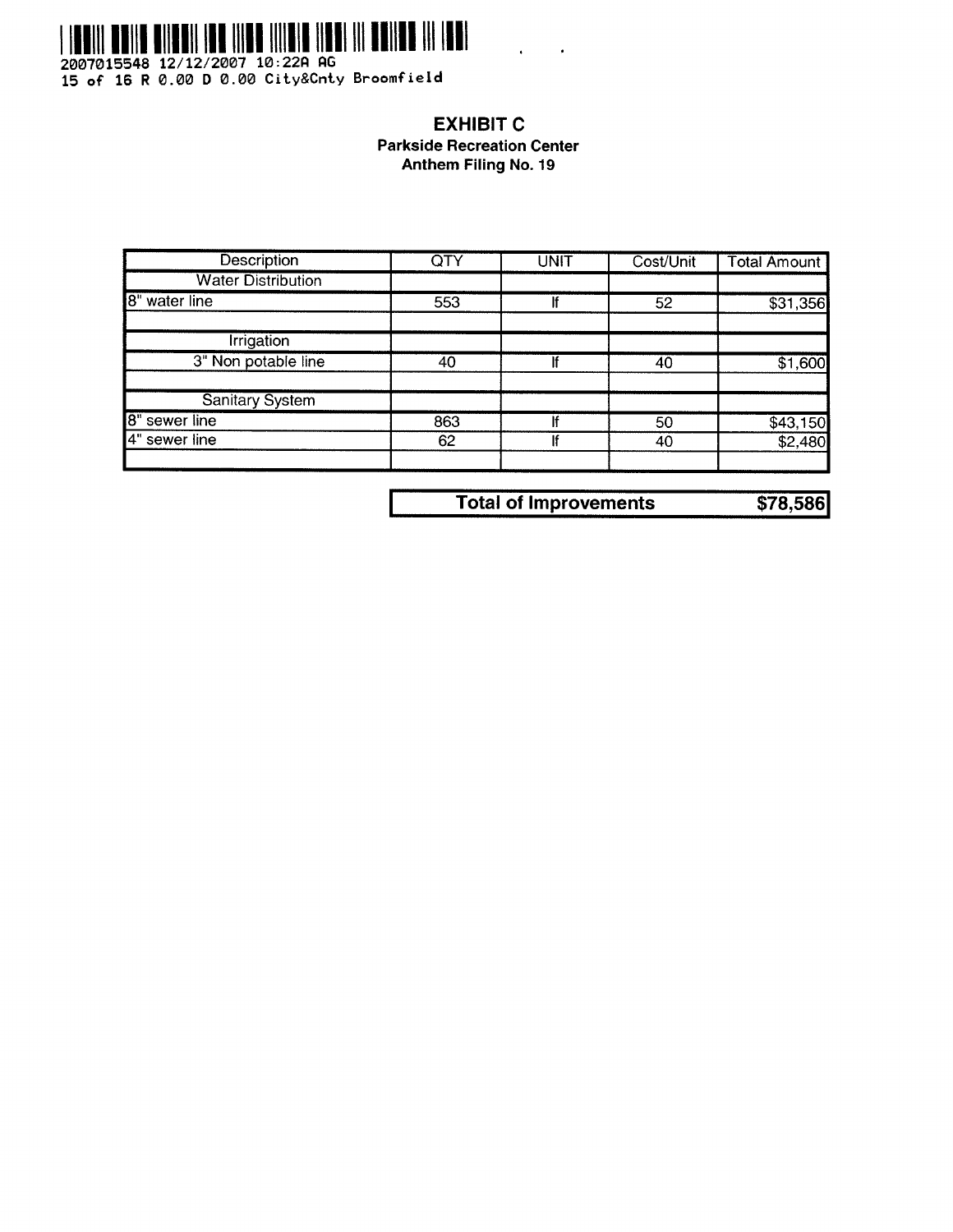# EXHIBIT C

**Parkside Recreation Center**
**Anthem Filing No. 19**

| Description | QTY | UNIT | Cost/Unit | Total Amount |
|---|---|---|---|---|
| Water Distribution | | | | |
| 8" water line | 553 | lf | 52 | $31,356 |
| | | | | |
| Irrigation | | | | |
| 3" Non potable line | 40 | lf | 40 | $1,600 |
| | | | | |
| Sanitary System | | | | |
| 8" sewer line | 863 | lf | 50 | $43,150 |
| 4" sewer line | 62 | lf | 40 | $2,480 |
| | | | | |

| **Total of Improvements** | **$78,586** |
|---|---|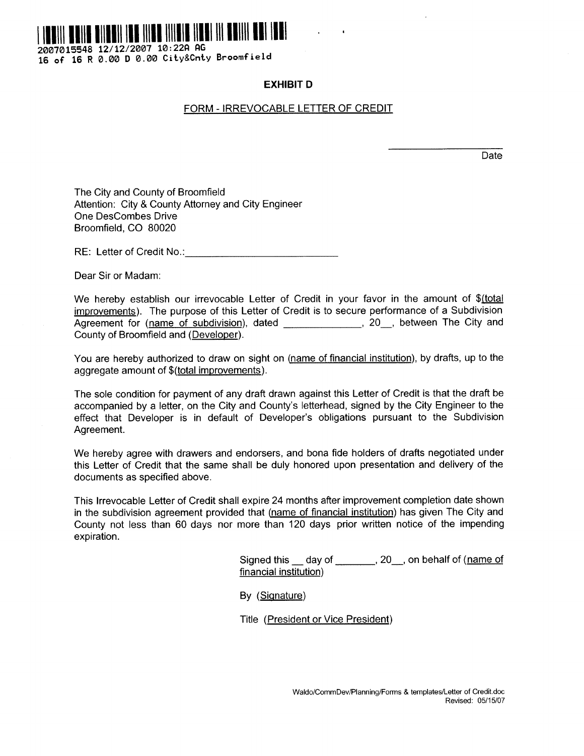2007015548 12/12/2007 10:22A AG
16 of 16 R 0.00 D 0.00 City&Cnty Broomfield

**EXHIBIT D**

FORM - IRREVOCABLE LETTER OF CREDIT

______________________
Date

The City and County of Broomfield
Attention: City & County Attorney and City Engineer
One DesCombes Drive
Broomfield, CO 80020

RE: Letter of Credit No.:______________________________

Dear Sir or Madam:

We hereby establish our irrevocable Letter of Credit in your favor in the amount of $(total improvements). The purpose of this Letter of Credit is to secure performance of a Subdivision Agreement for (name of subdivision), dated ______________, 20__, between The City and County of Broomfield and (Developer).

You are hereby authorized to draw on sight on (name of financial institution), by drafts, up to the aggregate amount of $(total improvements).

The sole condition for payment of any draft drawn against this Letter of Credit is that the draft be accompanied by a letter, on the City and County's letterhead, signed by the City Engineer to the effect that Developer is in default of Developer's obligations pursuant to the Subdivision Agreement.

We hereby agree with drawers and endorsers, and bona fide holders of drafts negotiated under this Letter of Credit that the same shall be duly honored upon presentation and delivery of the documents as specified above.

This Irrevocable Letter of Credit shall expire 24 months after improvement completion date shown in the subdivision agreement provided that (name of financial institution) has given The City and County not less than 60 days nor more than 120 days prior written notice of the impending expiration.

Signed this __ day of _______, 20__, on behalf of (name of financial institution)

By (Signature)

Title (President or Vice President)

Waldo/CommDev/Planning/Forms & templates/Letter of Credit.doc
Revised: 05/15/07